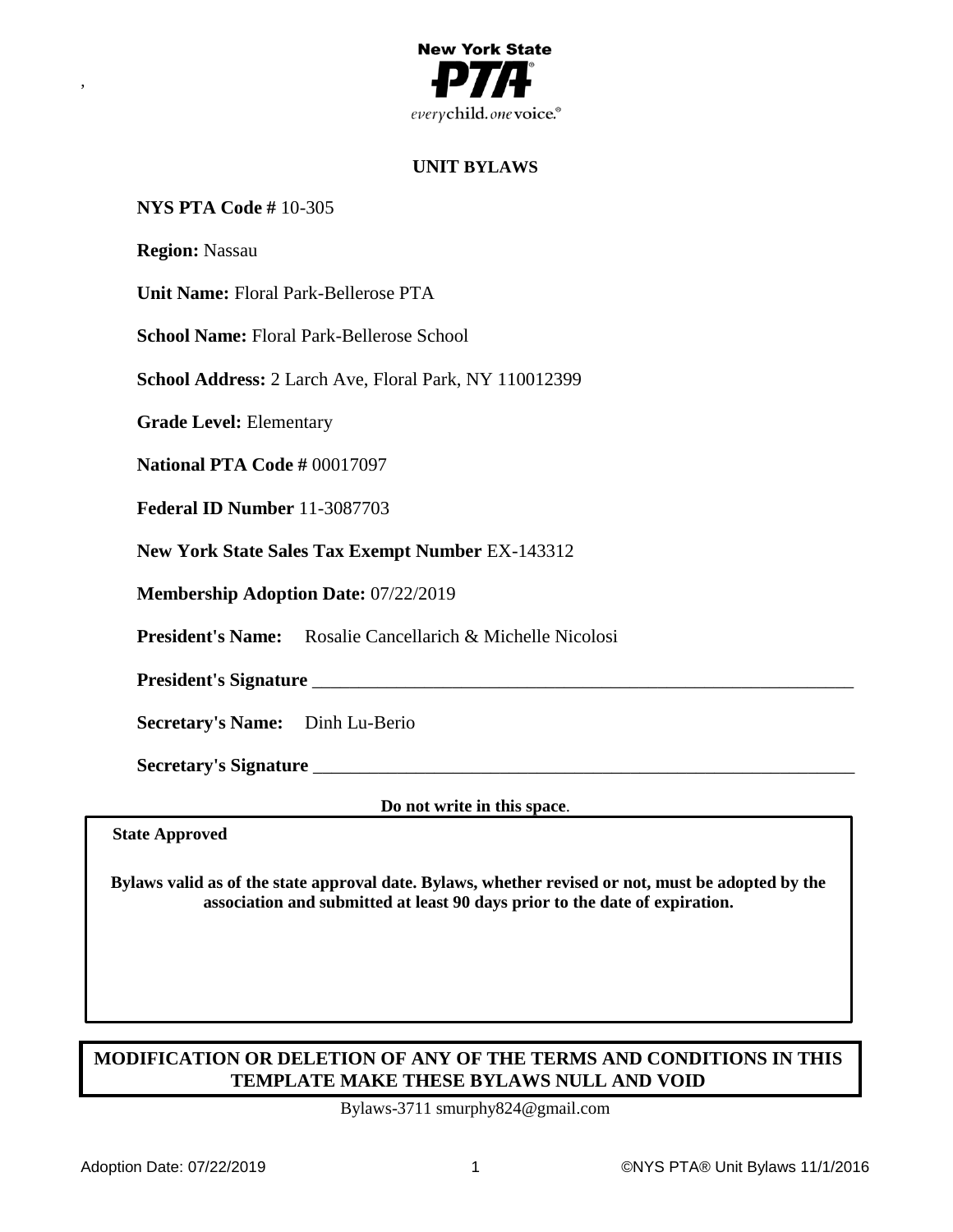New York State PTA

everychild. onevoice.®

# UNIT BYLAWS

**NYS PTA Code #** 10-305

**Region:** Nassau

**Unit Name:** Floral Park-Bellerose PTA

**School Name:** Floral Park-Bellerose School

**School Address:** 2 Larch Ave, Floral Park, NY 110012399

**Grade Level:** Elementary

**National PTA Code #** 00017097

**Federal ID Number** 11-3087703

**New York State Sales Tax Exempt Number** EX-143312

**Membership Adoption Date:** 07/22/2019

**President's Name:** Rosalie Cancellarich & Michelle Nicolosi

**President's Signature** ______________________________________________________________

**Secretary's Name:** Dinh Lu-Berio

**Secretary's Signature** ______________________________________________________________

**Do not write in this space**.

**State Approved**

**Bylaws valid as of the state approval date. Bylaws, whether revised or not, must be adopted by the association and submitted at least 90 days prior to the date of expiration.**

**MODIFICATION OR DELETION OF ANY OF THE TERMS AND CONDITIONS IN THIS TEMPLATE MAKE THESE BYLAWS NULL AND VOID**

Bylaws-3711 smurphy824@gmail.com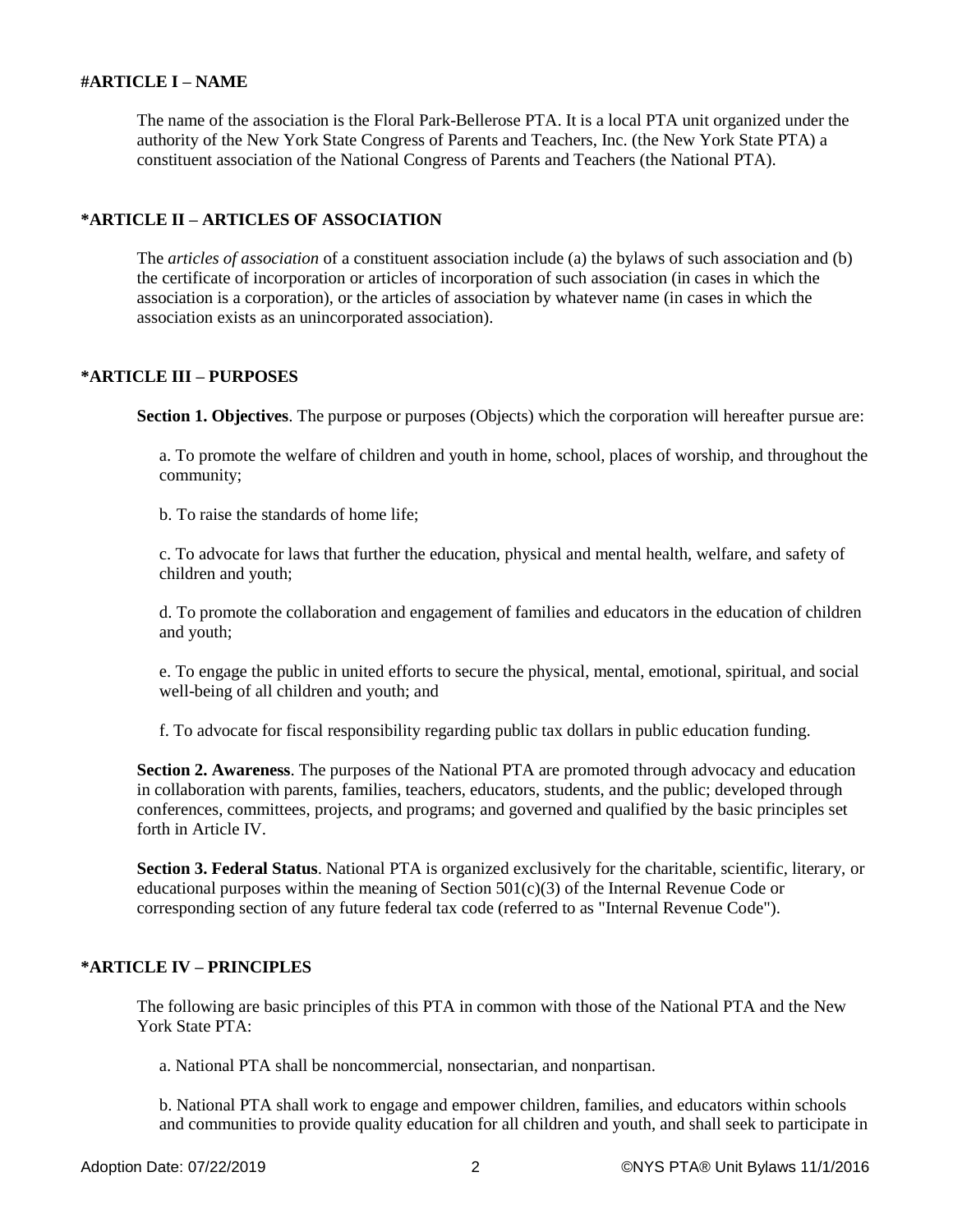## #ARTICLE I – NAME

The name of the association is the Floral Park-Bellerose PTA. It is a local PTA unit organized under the authority of the New York State Congress of Parents and Teachers, Inc. (the New York State PTA) a constituent association of the National Congress of Parents and Teachers (the National PTA).

## *ARTICLE II – ARTICLES OF ASSOCIATION

The *articles of association* of a constituent association include (a) the bylaws of such association and (b) the certificate of incorporation or articles of incorporation of such association (in cases in which the association is a corporation), or the articles of association by whatever name (in cases in which the association exists as an unincorporated association).

## *ARTICLE III – PURPOSES

**Section 1. Objectives**. The purpose or purposes (Objects) which the corporation will hereafter pursue are:

a. To promote the welfare of children and youth in home, school, places of worship, and throughout the community;

b. To raise the standards of home life;

c. To advocate for laws that further the education, physical and mental health, welfare, and safety of children and youth;

d. To promote the collaboration and engagement of families and educators in the education of children and youth;

e. To engage the public in united efforts to secure the physical, mental, emotional, spiritual, and social well-being of all children and youth; and

f. To advocate for fiscal responsibility regarding public tax dollars in public education funding.

**Section 2. Awareness**. The purposes of the National PTA are promoted through advocacy and education in collaboration with parents, families, teachers, educators, students, and the public; developed through conferences, committees, projects, and programs; and governed and qualified by the basic principles set forth in Article IV.

**Section 3. Federal Status**. National PTA is organized exclusively for the charitable, scientific, literary, or educational purposes within the meaning of Section 501(c)(3) of the Internal Revenue Code or corresponding section of any future federal tax code (referred to as "Internal Revenue Code").

## *ARTICLE IV – PRINCIPLES

The following are basic principles of this PTA in common with those of the National PTA and the New York State PTA:

a. National PTA shall be noncommercial, nonsectarian, and nonpartisan.

b. National PTA shall work to engage and empower children, families, and educators within schools and communities to provide quality education for all children and youth, and shall seek to participate in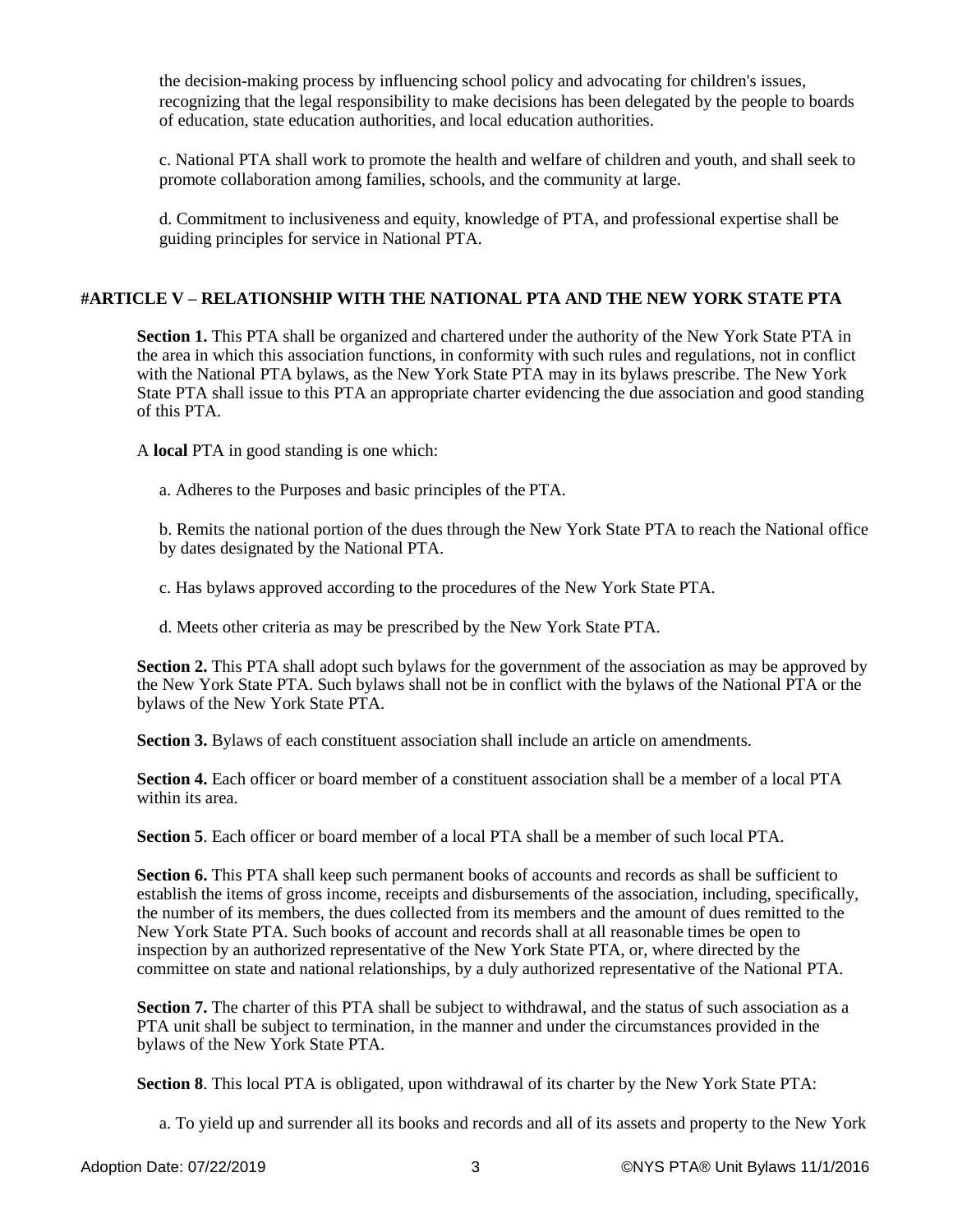the decision-making process by influencing school policy and advocating for children's issues, recognizing that the legal responsibility to make decisions has been delegated by the people to boards of education, state education authorities, and local education authorities.

c. National PTA shall work to promote the health and welfare of children and youth, and shall seek to promote collaboration among families, schools, and the community at large.

d. Commitment to inclusiveness and equity, knowledge of PTA, and professional expertise shall be guiding principles for service in National PTA.

## #ARTICLE V – RELATIONSHIP WITH THE NATIONAL PTA AND THE NEW YORK STATE PTA

**Section 1.** This PTA shall be organized and chartered under the authority of the New York State PTA in the area in which this association functions, in conformity with such rules and regulations, not in conflict with the National PTA bylaws, as the New York State PTA may in its bylaws prescribe. The New York State PTA shall issue to this PTA an appropriate charter evidencing the due association and good standing of this PTA.

A **local** PTA in good standing is one which:

a. Adheres to the Purposes and basic principles of the PTA.

b. Remits the national portion of the dues through the New York State PTA to reach the National office by dates designated by the National PTA.

c. Has bylaws approved according to the procedures of the New York State PTA.

d. Meets other criteria as may be prescribed by the New York State PTA.

**Section 2.** This PTA shall adopt such bylaws for the government of the association as may be approved by the New York State PTA. Such bylaws shall not be in conflict with the bylaws of the National PTA or the bylaws of the New York State PTA.

**Section 3.** Bylaws of each constituent association shall include an article on amendments.

**Section 4.** Each officer or board member of a constituent association shall be a member of a local PTA within its area.

**Section 5**. Each officer or board member of a local PTA shall be a member of such local PTA.

**Section 6.** This PTA shall keep such permanent books of accounts and records as shall be sufficient to establish the items of gross income, receipts and disbursements of the association, including, specifically, the number of its members, the dues collected from its members and the amount of dues remitted to the New York State PTA. Such books of account and records shall at all reasonable times be open to inspection by an authorized representative of the New York State PTA, or, where directed by the committee on state and national relationships, by a duly authorized representative of the National PTA.

**Section 7.** The charter of this PTA shall be subject to withdrawal, and the status of such association as a PTA unit shall be subject to termination, in the manner and under the circumstances provided in the bylaws of the New York State PTA.

**Section 8**. This local PTA is obligated, upon withdrawal of its charter by the New York State PTA:

a. To yield up and surrender all its books and records and all of its assets and property to the New York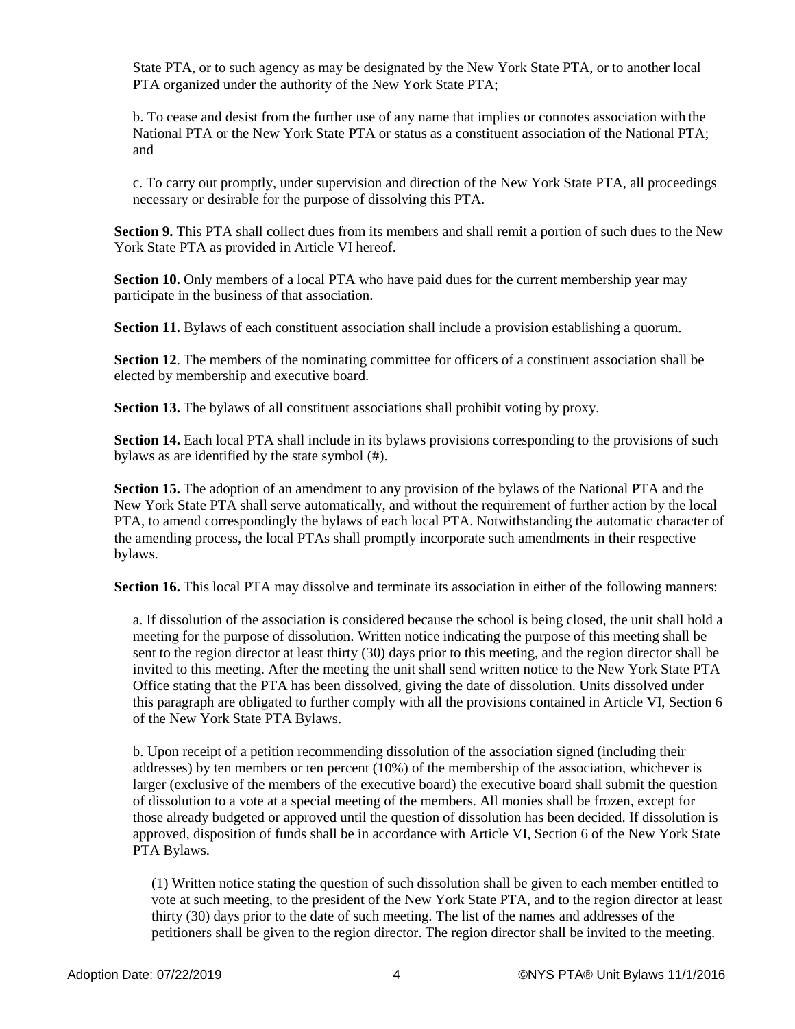State PTA, or to such agency as may be designated by the New York State PTA, or to another local PTA organized under the authority of the New York State PTA;

b. To cease and desist from the further use of any name that implies or connotes association with the National PTA or the New York State PTA or status as a constituent association of the National PTA; and

c. To carry out promptly, under supervision and direction of the New York State PTA, all proceedings necessary or desirable for the purpose of dissolving this PTA.

**Section 9.** This PTA shall collect dues from its members and shall remit a portion of such dues to the New York State PTA as provided in Article VI hereof.

**Section 10.** Only members of a local PTA who have paid dues for the current membership year may participate in the business of that association.

**Section 11.** Bylaws of each constituent association shall include a provision establishing a quorum.

**Section 12**. The members of the nominating committee for officers of a constituent association shall be elected by membership and executive board.

**Section 13.** The bylaws of all constituent associations shall prohibit voting by proxy.

**Section 14.** Each local PTA shall include in its bylaws provisions corresponding to the provisions of such bylaws as are identified by the state symbol (#).

**Section 15.** The adoption of an amendment to any provision of the bylaws of the National PTA and the New York State PTA shall serve automatically, and without the requirement of further action by the local PTA, to amend correspondingly the bylaws of each local PTA. Notwithstanding the automatic character of the amending process, the local PTAs shall promptly incorporate such amendments in their respective bylaws.

**Section 16.** This local PTA may dissolve and terminate its association in either of the following manners:

a. If dissolution of the association is considered because the school is being closed, the unit shall hold a meeting for the purpose of dissolution. Written notice indicating the purpose of this meeting shall be sent to the region director at least thirty (30) days prior to this meeting, and the region director shall be invited to this meeting. After the meeting the unit shall send written notice to the New York State PTA Office stating that the PTA has been dissolved, giving the date of dissolution. Units dissolved under this paragraph are obligated to further comply with all the provisions contained in Article VI, Section 6 of the New York State PTA Bylaws.

b. Upon receipt of a petition recommending dissolution of the association signed (including their addresses) by ten members or ten percent (10%) of the membership of the association, whichever is larger (exclusive of the members of the executive board) the executive board shall submit the question of dissolution to a vote at a special meeting of the members. All monies shall be frozen, except for those already budgeted or approved until the question of dissolution has been decided. If dissolution is approved, disposition of funds shall be in accordance with Article VI, Section 6 of the New York State PTA Bylaws.

(1) Written notice stating the question of such dissolution shall be given to each member entitled to vote at such meeting, to the president of the New York State PTA, and to the region director at least thirty (30) days prior to the date of such meeting. The list of the names and addresses of the petitioners shall be given to the region director. The region director shall be invited to the meeting.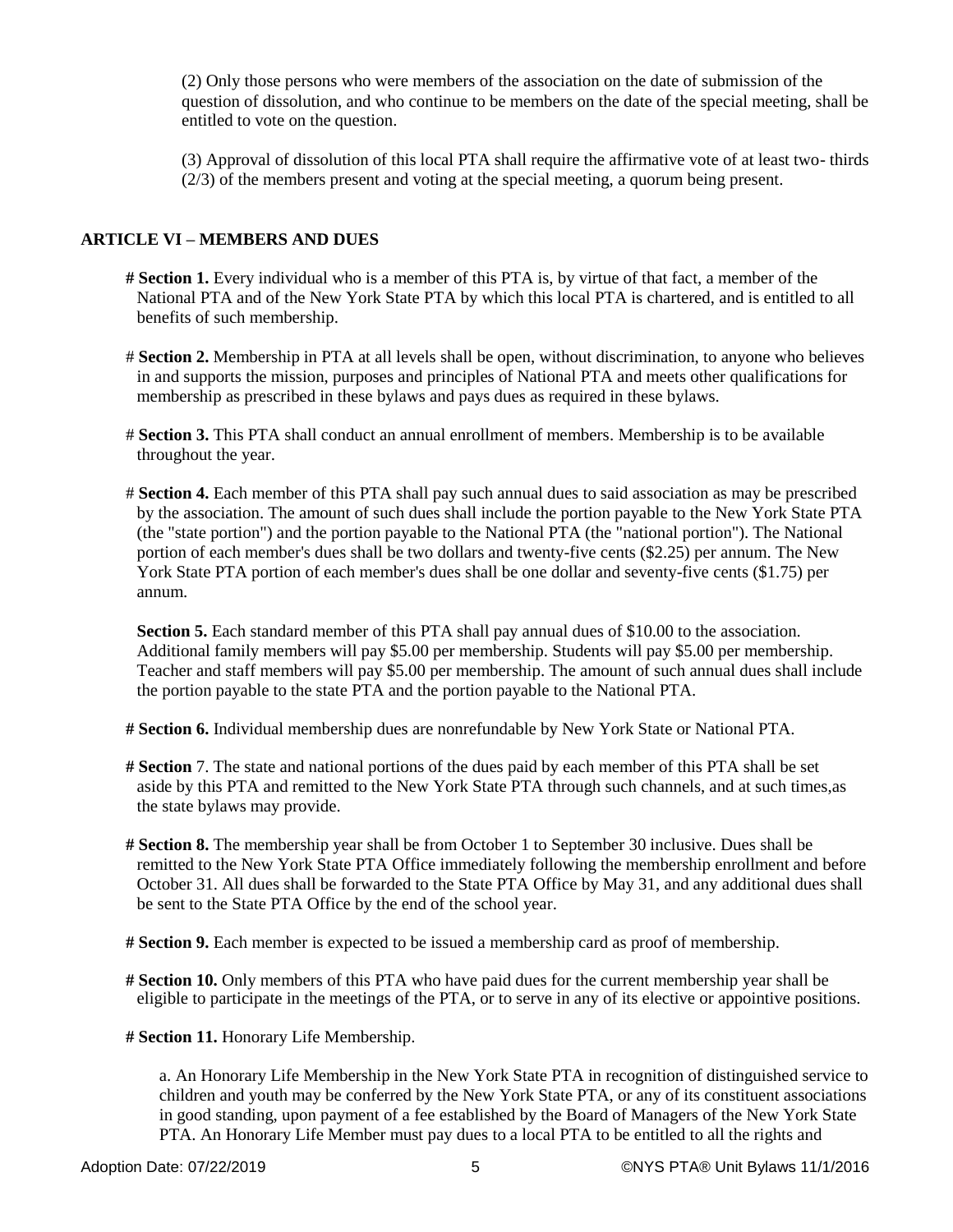(2) Only those persons who were members of the association on the date of submission of the question of dissolution, and who continue to be members on the date of the special meeting, shall be entitled to vote on the question.

(3) Approval of dissolution of this local PTA shall require the affirmative vote of at least two- thirds (2/3) of the members present and voting at the special meeting, a quorum being present.

## ARTICLE VI – MEMBERS AND DUES

**# Section 1.** Every individual who is a member of this PTA is, by virtue of that fact, a member of the National PTA and of the New York State PTA by which this local PTA is chartered, and is entitled to all benefits of such membership.

# **Section 2.** Membership in PTA at all levels shall be open, without discrimination, to anyone who believes in and supports the mission, purposes and principles of National PTA and meets other qualifications for membership as prescribed in these bylaws and pays dues as required in these bylaws.

# **Section 3.** This PTA shall conduct an annual enrollment of members. Membership is to be available throughout the year.

# **Section 4.** Each member of this PTA shall pay such annual dues to said association as may be prescribed by the association. The amount of such dues shall include the portion payable to the New York State PTA (the "state portion") and the portion payable to the National PTA (the "national portion"). The National portion of each member's dues shall be two dollars and twenty-five cents ($2.25) per annum. The New York State PTA portion of each member's dues shall be one dollar and seventy-five cents ($1.75) per annum.

**Section 5.** Each standard member of this PTA shall pay annual dues of $10.00 to the association. Additional family members will pay $5.00 per membership. Students will pay $5.00 per membership. Teacher and staff members will pay $5.00 per membership. The amount of such annual dues shall include the portion payable to the state PTA and the portion payable to the National PTA.

**# Section 6.** Individual membership dues are nonrefundable by New York State or National PTA.

**# Section** 7. The state and national portions of the dues paid by each member of this PTA shall be set aside by this PTA and remitted to the New York State PTA through such channels, and at such times,as the state bylaws may provide.

**# Section 8.** The membership year shall be from October 1 to September 30 inclusive. Dues shall be remitted to the New York State PTA Office immediately following the membership enrollment and before October 31. All dues shall be forwarded to the State PTA Office by May 31, and any additional dues shall be sent to the State PTA Office by the end of the school year.

**# Section 9.** Each member is expected to be issued a membership card as proof of membership.

**# Section 10.** Only members of this PTA who have paid dues for the current membership year shall be eligible to participate in the meetings of the PTA, or to serve in any of its elective or appointive positions.

**# Section 11.** Honorary Life Membership.

a. An Honorary Life Membership in the New York State PTA in recognition of distinguished service to children and youth may be conferred by the New York State PTA, or any of its constituent associations in good standing, upon payment of a fee established by the Board of Managers of the New York State PTA. An Honorary Life Member must pay dues to a local PTA to be entitled to all the rights and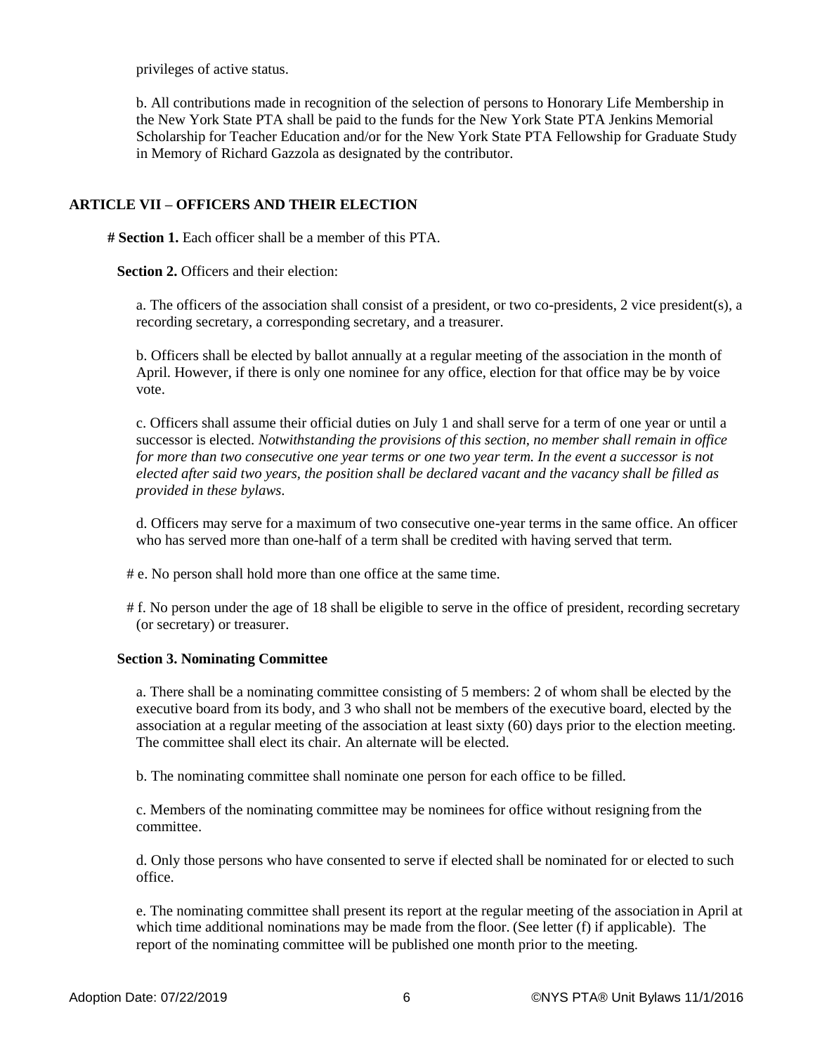privileges of active status.

b. All contributions made in recognition of the selection of persons to Honorary Life Membership in the New York State PTA shall be paid to the funds for the New York State PTA Jenkins Memorial Scholarship for Teacher Education and/or for the New York State PTA Fellowship for Graduate Study in Memory of Richard Gazzola as designated by the contributor.

## ARTICLE VII – OFFICERS AND THEIR ELECTION

**# Section 1.** Each officer shall be a member of this PTA.

**Section 2.** Officers and their election:

a. The officers of the association shall consist of a president, or two co-presidents, 2 vice president(s), a recording secretary, a corresponding secretary, and a treasurer.

b. Officers shall be elected by ballot annually at a regular meeting of the association in the month of April. However, if there is only one nominee for any office, election for that office may be by voice vote.

c. Officers shall assume their official duties on July 1 and shall serve for a term of one year or until a successor is elected. *Notwithstanding the provisions of this section, no member shall remain in office for more than two consecutive one year terms or one two year term. In the event a successor is not elected after said two years, the position shall be declared vacant and the vacancy shall be filled as provided in these bylaws.*

d. Officers may serve for a maximum of two consecutive one-year terms in the same office. An officer who has served more than one-half of a term shall be credited with having served that term.

# e. No person shall hold more than one office at the same time.

# f. No person under the age of 18 shall be eligible to serve in the office of president, recording secretary (or secretary) or treasurer.

**Section 3. Nominating Committee**

a. There shall be a nominating committee consisting of 5 members: 2 of whom shall be elected by the executive board from its body, and 3 who shall not be members of the executive board, elected by the association at a regular meeting of the association at least sixty (60) days prior to the election meeting. The committee shall elect its chair. An alternate will be elected.

b. The nominating committee shall nominate one person for each office to be filled.

c. Members of the nominating committee may be nominees for office without resigning from the committee.

d. Only those persons who have consented to serve if elected shall be nominated for or elected to such office.

e. The nominating committee shall present its report at the regular meeting of the association in April at which time additional nominations may be made from the floor. (See letter (f) if applicable). The report of the nominating committee will be published one month prior to the meeting.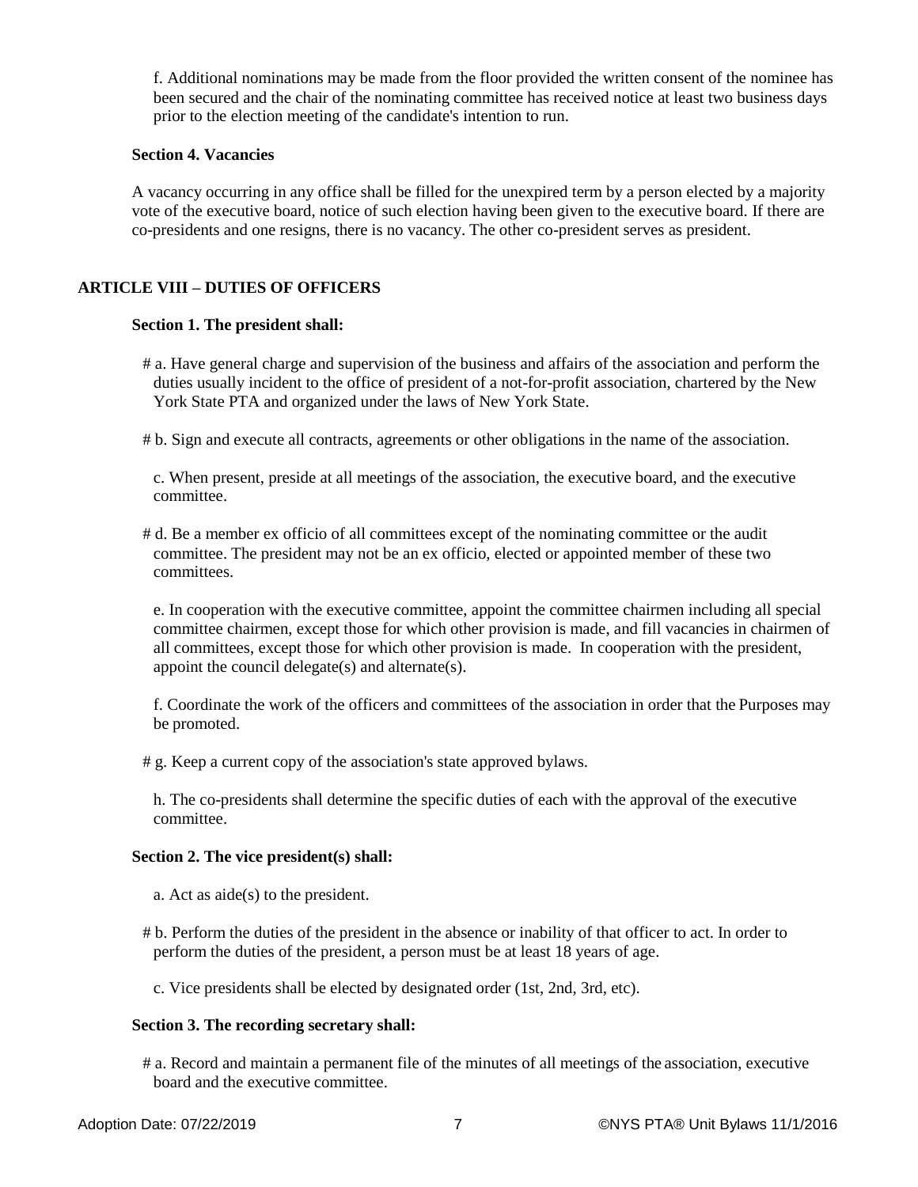f. Additional nominations may be made from the floor provided the written consent of the nominee has been secured and the chair of the nominating committee has received notice at least two business days prior to the election meeting of the candidate's intention to run.

**Section 4. Vacancies**

A vacancy occurring in any office shall be filled for the unexpired term by a person elected by a majority vote of the executive board, notice of such election having been given to the executive board. If there are co-presidents and one resigns, there is no vacancy. The other co-president serves as president.

## ARTICLE VIII – DUTIES OF OFFICERS

**Section 1. The president shall:**

# a. Have general charge and supervision of the business and affairs of the association and perform the duties usually incident to the office of president of a not-for-profit association, chartered by the New York State PTA and organized under the laws of New York State.

# b. Sign and execute all contracts, agreements or other obligations in the name of the association.

c. When present, preside at all meetings of the association, the executive board, and the executive committee.

# d. Be a member ex officio of all committees except of the nominating committee or the audit committee. The president may not be an ex officio, elected or appointed member of these two committees.

e. In cooperation with the executive committee, appoint the committee chairmen including all special committee chairmen, except those for which other provision is made, and fill vacancies in chairmen of all committees, except those for which other provision is made. In cooperation with the president, appoint the council delegate(s) and alternate(s).

f. Coordinate the work of the officers and committees of the association in order that the Purposes may be promoted.

# g. Keep a current copy of the association's state approved bylaws.

h. The co-presidents shall determine the specific duties of each with the approval of the executive committee.

**Section 2. The vice president(s) shall:**

a. Act as aide(s) to the president.

# b. Perform the duties of the president in the absence or inability of that officer to act. In order to perform the duties of the president, a person must be at least 18 years of age.

c. Vice presidents shall be elected by designated order (1st, 2nd, 3rd, etc).

**Section 3. The recording secretary shall:**

# a. Record and maintain a permanent file of the minutes of all meetings of the association, executive board and the executive committee.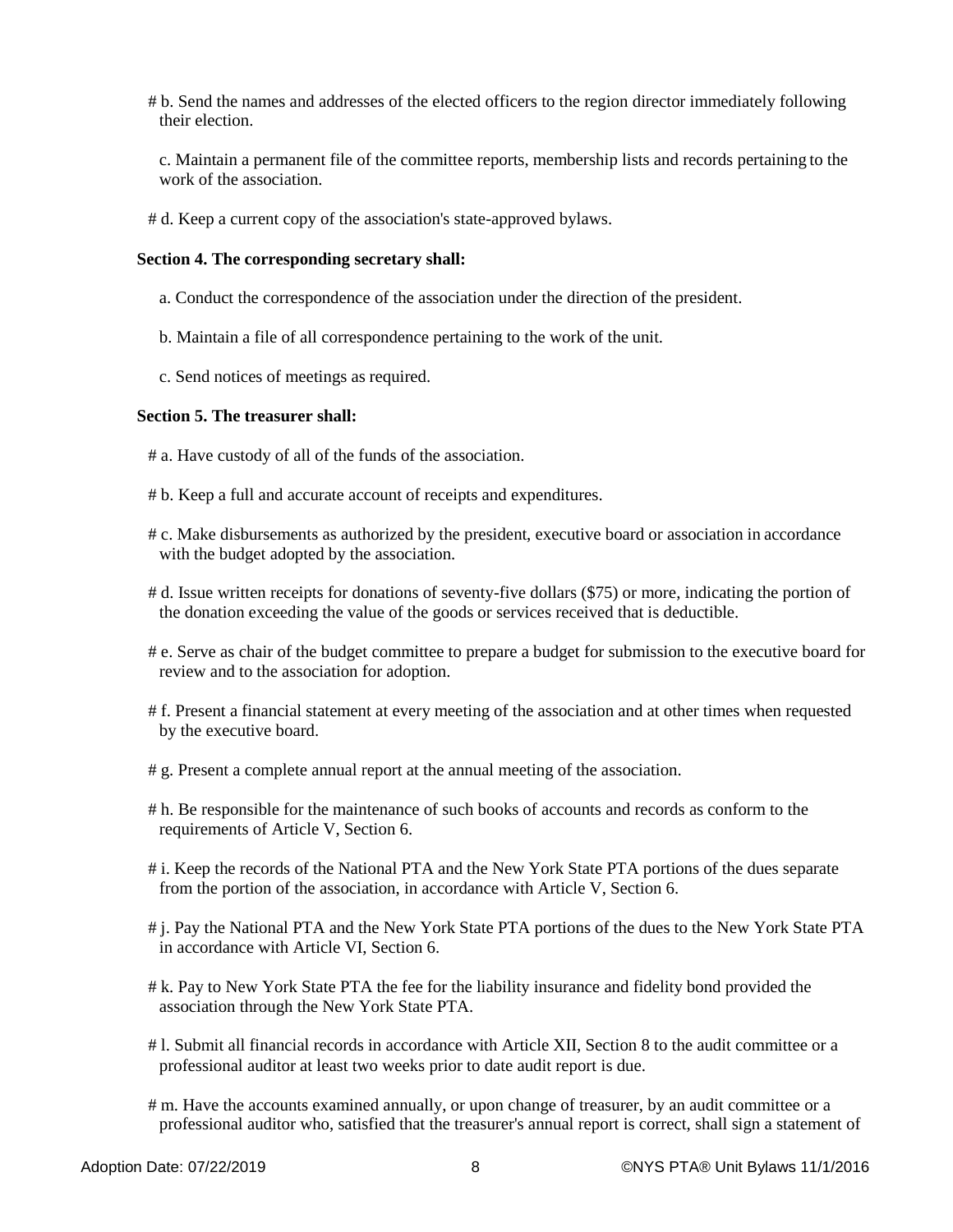# b. Send the names and addresses of the elected officers to the region director immediately following their election.

c. Maintain a permanent file of the committee reports, membership lists and records pertaining to the work of the association.

# d. Keep a current copy of the association's state-approved bylaws.

**Section 4. The corresponding secretary shall:**

a. Conduct the correspondence of the association under the direction of the president.

b. Maintain a file of all correspondence pertaining to the work of the unit.

c. Send notices of meetings as required.

**Section 5. The treasurer shall:**

# a. Have custody of all of the funds of the association.

# b. Keep a full and accurate account of receipts and expenditures.

# c. Make disbursements as authorized by the president, executive board or association in accordance with the budget adopted by the association.

# d. Issue written receipts for donations of seventy-five dollars ($75) or more, indicating the portion of the donation exceeding the value of the goods or services received that is deductible.

# e. Serve as chair of the budget committee to prepare a budget for submission to the executive board for review and to the association for adoption.

# f. Present a financial statement at every meeting of the association and at other times when requested by the executive board.

# g. Present a complete annual report at the annual meeting of the association.

# h. Be responsible for the maintenance of such books of accounts and records as conform to the requirements of Article V, Section 6.

# i. Keep the records of the National PTA and the New York State PTA portions of the dues separate from the portion of the association, in accordance with Article V, Section 6.

# j. Pay the National PTA and the New York State PTA portions of the dues to the New York State PTA in accordance with Article VI, Section 6.

# k. Pay to New York State PTA the fee for the liability insurance and fidelity bond provided the association through the New York State PTA.

# l. Submit all financial records in accordance with Article XII, Section 8 to the audit committee or a professional auditor at least two weeks prior to date audit report is due.

# m. Have the accounts examined annually, or upon change of treasurer, by an audit committee or a professional auditor who, satisfied that the treasurer's annual report is correct, shall sign a statement of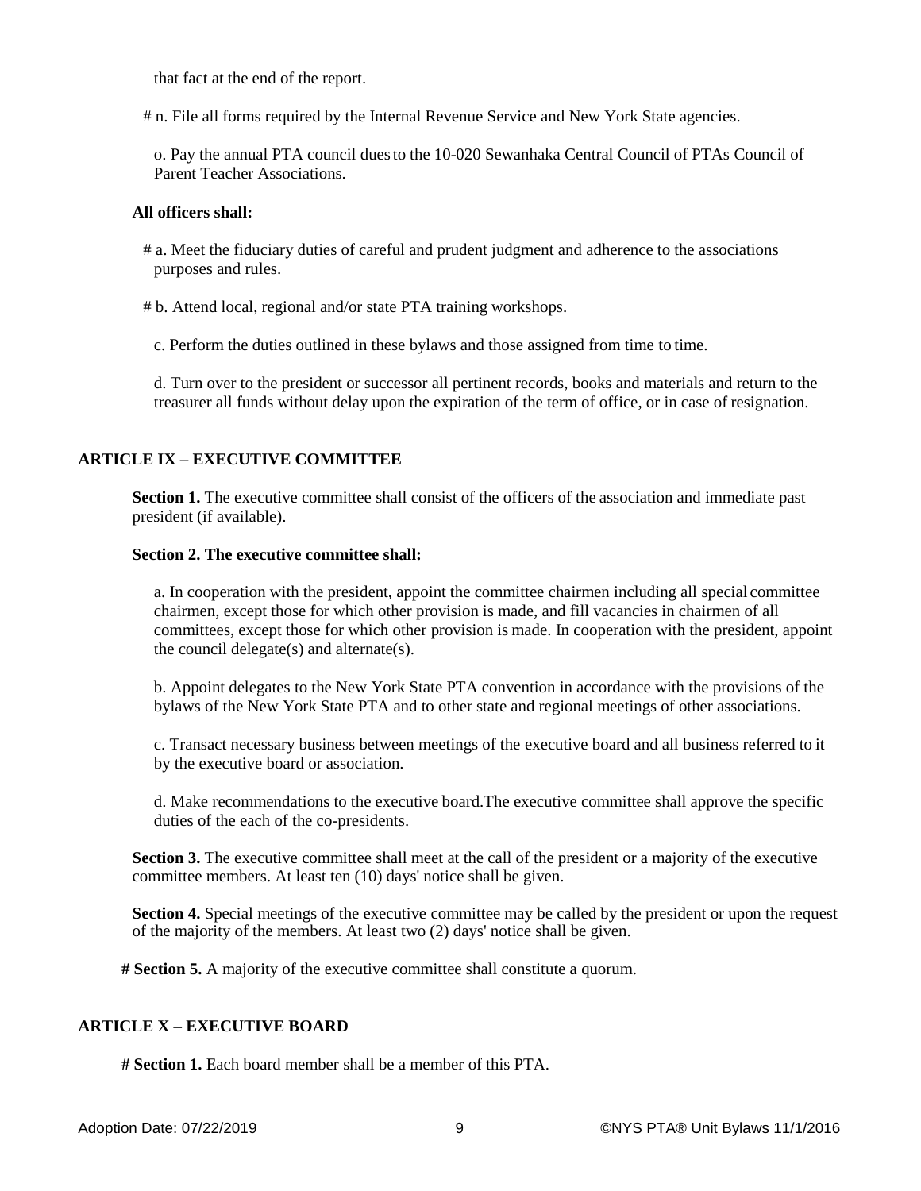that fact at the end of the report.

# n. File all forms required by the Internal Revenue Service and New York State agencies.

o. Pay the annual PTA council dues to the 10-020 Sewanhaka Central Council of PTAs Council of Parent Teacher Associations.

**All officers shall:**

# a. Meet the fiduciary duties of careful and prudent judgment and adherence to the associations purposes and rules.

# b. Attend local, regional and/or state PTA training workshops.

c. Perform the duties outlined in these bylaws and those assigned from time to time.

d. Turn over to the president or successor all pertinent records, books and materials and return to the treasurer all funds without delay upon the expiration of the term of office, or in case of resignation.

## ARTICLE IX – EXECUTIVE COMMITTEE

**Section 1.** The executive committee shall consist of the officers of the association and immediate past president (if available).

**Section 2. The executive committee shall:**

a. In cooperation with the president, appoint the committee chairmen including all special committee chairmen, except those for which other provision is made, and fill vacancies in chairmen of all committees, except those for which other provision is made. In cooperation with the president, appoint the council delegate(s) and alternate(s).

b. Appoint delegates to the New York State PTA convention in accordance with the provisions of the bylaws of the New York State PTA and to other state and regional meetings of other associations.

c. Transact necessary business between meetings of the executive board and all business referred to it by the executive board or association.

d. Make recommendations to the executive board.The executive committee shall approve the specific duties of the each of the co-presidents.

**Section 3.** The executive committee shall meet at the call of the president or a majority of the executive committee members. At least ten (10) days' notice shall be given.

**Section 4.** Special meetings of the executive committee may be called by the president or upon the request of the majority of the members. At least two (2) days' notice shall be given.

**# Section 5.** A majority of the executive committee shall constitute a quorum.

## ARTICLE X – EXECUTIVE BOARD

**# Section 1.** Each board member shall be a member of this PTA.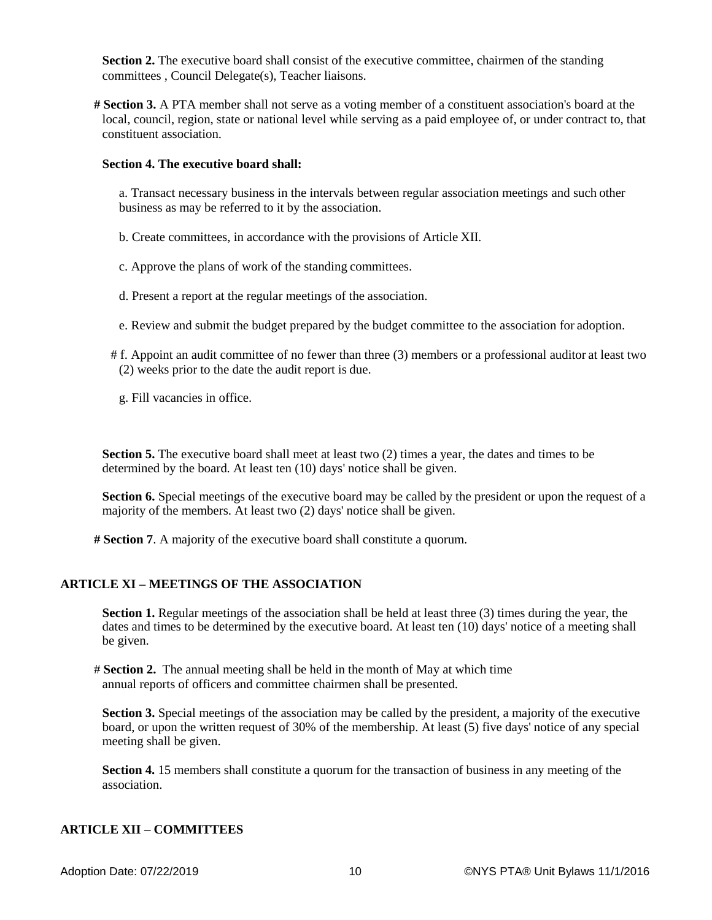**Section 2.** The executive board shall consist of the executive committee, chairmen of the standing committees , Council Delegate(s), Teacher liaisons.

**# Section 3.** A PTA member shall not serve as a voting member of a constituent association's board at the local, council, region, state or national level while serving as a paid employee of, or under contract to, that constituent association.

**Section 4. The executive board shall:**

a. Transact necessary business in the intervals between regular association meetings and such other business as may be referred to it by the association.

b. Create committees, in accordance with the provisions of Article XII.

c. Approve the plans of work of the standing committees.

d. Present a report at the regular meetings of the association.

e. Review and submit the budget prepared by the budget committee to the association for adoption.

# f. Appoint an audit committee of no fewer than three (3) members or a professional auditor at least two (2) weeks prior to the date the audit report is due.

g. Fill vacancies in office.

**Section 5.** The executive board shall meet at least two (2) times a year, the dates and times to be determined by the board. At least ten (10) days' notice shall be given.

**Section 6.** Special meetings of the executive board may be called by the president or upon the request of a majority of the members. At least two (2) days' notice shall be given.

**# Section 7**. A majority of the executive board shall constitute a quorum.

## ARTICLE XI – MEETINGS OF THE ASSOCIATION

**Section 1.** Regular meetings of the association shall be held at least three (3) times during the year, the dates and times to be determined by the executive board. At least ten (10) days' notice of a meeting shall be given.

# **Section 2.** The annual meeting shall be held in the month of May at which time annual reports of officers and committee chairmen shall be presented.

**Section 3.** Special meetings of the association may be called by the president, a majority of the executive board, or upon the written request of 30% of the membership. At least (5) five days' notice of any special meeting shall be given.

**Section 4.** 15 members shall constitute a quorum for the transaction of business in any meeting of the association.

## ARTICLE XII – COMMITTEES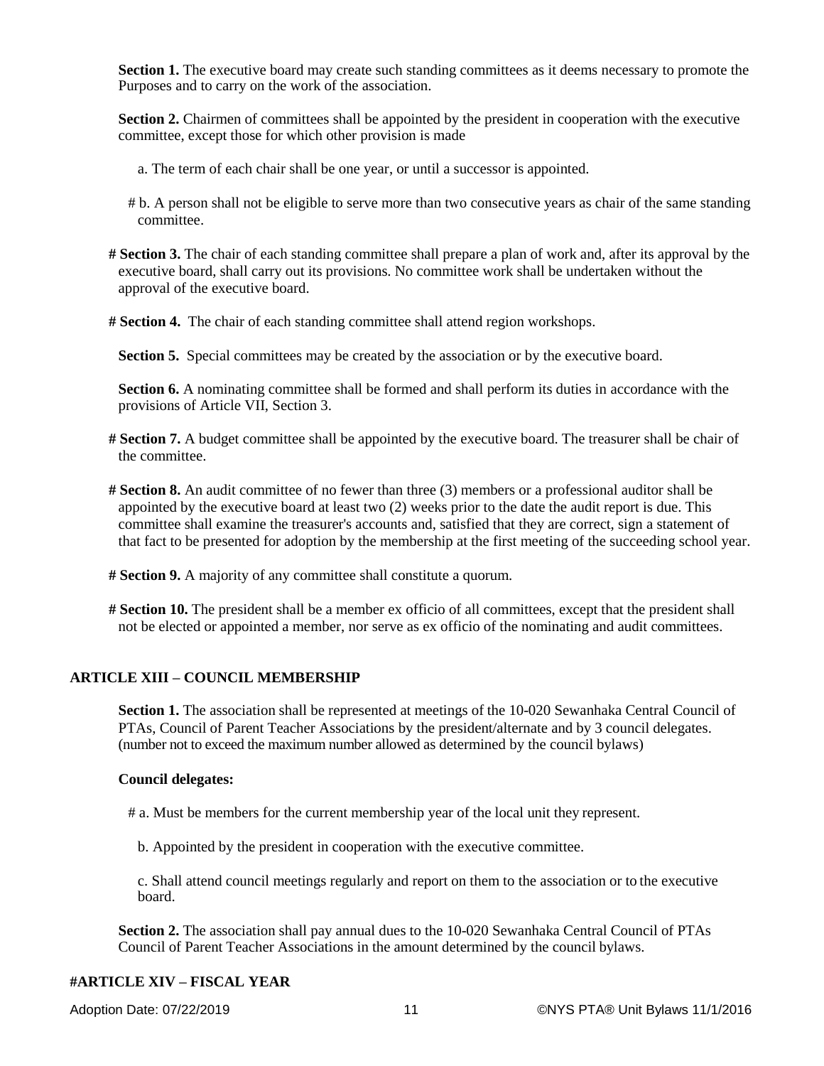**Section 1.** The executive board may create such standing committees as it deems necessary to promote the Purposes and to carry on the work of the association.

**Section 2.** Chairmen of committees shall be appointed by the president in cooperation with the executive committee, except those for which other provision is made

a. The term of each chair shall be one year, or until a successor is appointed.

# b. A person shall not be eligible to serve more than two consecutive years as chair of the same standing committee.

**# Section 3.** The chair of each standing committee shall prepare a plan of work and, after its approval by the executive board, shall carry out its provisions. No committee work shall be undertaken without the approval of the executive board.

**# Section 4.** The chair of each standing committee shall attend region workshops.

**Section 5.** Special committees may be created by the association or by the executive board.

**Section 6.** A nominating committee shall be formed and shall perform its duties in accordance with the provisions of Article VII, Section 3.

**# Section 7.** A budget committee shall be appointed by the executive board. The treasurer shall be chair of the committee.

**# Section 8.** An audit committee of no fewer than three (3) members or a professional auditor shall be appointed by the executive board at least two (2) weeks prior to the date the audit report is due. This committee shall examine the treasurer's accounts and, satisfied that they are correct, sign a statement of that fact to be presented for adoption by the membership at the first meeting of the succeeding school year.

**# Section 9.** A majority of any committee shall constitute a quorum.

**# Section 10.** The president shall be a member ex officio of all committees, except that the president shall not be elected or appointed a member, nor serve as ex officio of the nominating and audit committees.

## ARTICLE XIII – COUNCIL MEMBERSHIP

**Section 1.** The association shall be represented at meetings of the 10-020 Sewanhaka Central Council of PTAs, Council of Parent Teacher Associations by the president/alternate and by 3 council delegates. (number not to exceed the maximum number allowed as determined by the council bylaws)

**Council delegates:**

# a. Must be members for the current membership year of the local unit they represent.

b. Appointed by the president in cooperation with the executive committee.

c. Shall attend council meetings regularly and report on them to the association or to the executive board.

**Section 2.** The association shall pay annual dues to the 10-020 Sewanhaka Central Council of PTAs Council of Parent Teacher Associations in the amount determined by the council bylaws.

## #ARTICLE XIV – FISCAL YEAR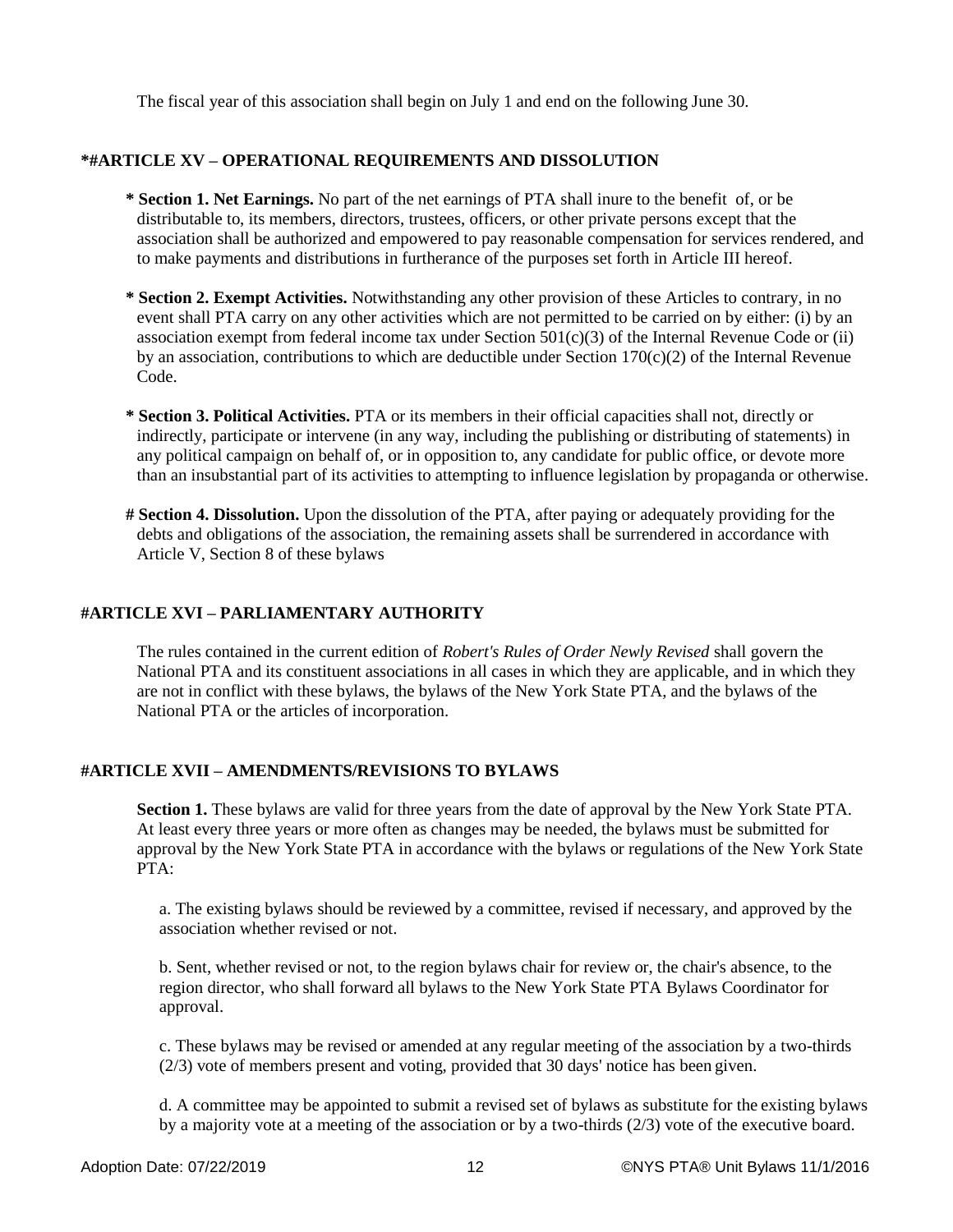The fiscal year of this association shall begin on July 1 and end on the following June 30.

## *#ARTICLE XV – OPERATIONAL REQUIREMENTS AND DISSOLUTION

**\* Section 1. Net Earnings.** No part of the net earnings of PTA shall inure to the benefit of, or be distributable to, its members, directors, trustees, officers, or other private persons except that the association shall be authorized and empowered to pay reasonable compensation for services rendered, and to make payments and distributions in furtherance of the purposes set forth in Article III hereof.

**\* Section 2. Exempt Activities.** Notwithstanding any other provision of these Articles to contrary, in no event shall PTA carry on any other activities which are not permitted to be carried on by either: (i) by an association exempt from federal income tax under Section 501(c)(3) of the Internal Revenue Code or (ii) by an association, contributions to which are deductible under Section 170(c)(2) of the Internal Revenue Code.

**\* Section 3. Political Activities.** PTA or its members in their official capacities shall not, directly or indirectly, participate or intervene (in any way, including the publishing or distributing of statements) in any political campaign on behalf of, or in opposition to, any candidate for public office, or devote more than an insubstantial part of its activities to attempting to influence legislation by propaganda or otherwise.

**# Section 4. Dissolution.** Upon the dissolution of the PTA, after paying or adequately providing for the debts and obligations of the association, the remaining assets shall be surrendered in accordance with Article V, Section 8 of these bylaws

## #ARTICLE XVI – PARLIAMENTARY AUTHORITY

The rules contained in the current edition of *Robert's Rules of Order Newly Revised* shall govern the National PTA and its constituent associations in all cases in which they are applicable, and in which they are not in conflict with these bylaws, the bylaws of the New York State PTA, and the bylaws of the National PTA or the articles of incorporation.

## #ARTICLE XVII – AMENDMENTS/REVISIONS TO BYLAWS

**Section 1.** These bylaws are valid for three years from the date of approval by the New York State PTA. At least every three years or more often as changes may be needed, the bylaws must be submitted for approval by the New York State PTA in accordance with the bylaws or regulations of the New York State PTA:

a. The existing bylaws should be reviewed by a committee, revised if necessary, and approved by the association whether revised or not.

b. Sent, whether revised or not, to the region bylaws chair for review or, the chair's absence, to the region director, who shall forward all bylaws to the New York State PTA Bylaws Coordinator for approval.

c. These bylaws may be revised or amended at any regular meeting of the association by a two-thirds (2/3) vote of members present and voting, provided that 30 days' notice has been given.

d. A committee may be appointed to submit a revised set of bylaws as substitute for the existing bylaws by a majority vote at a meeting of the association or by a two-thirds (2/3) vote of the executive board.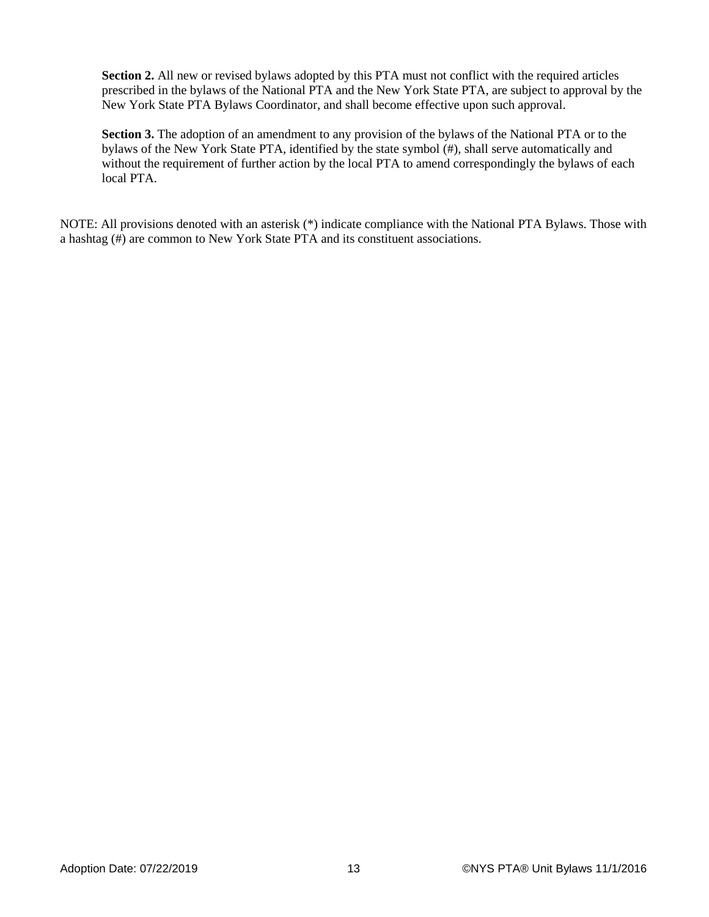**Section 2.** All new or revised bylaws adopted by this PTA must not conflict with the required articles prescribed in the bylaws of the National PTA and the New York State PTA, are subject to approval by the New York State PTA Bylaws Coordinator, and shall become effective upon such approval.

**Section 3.** The adoption of an amendment to any provision of the bylaws of the National PTA or to the bylaws of the New York State PTA, identified by the state symbol (#), shall serve automatically and without the requirement of further action by the local PTA to amend correspondingly the bylaws of each local PTA.

NOTE: All provisions denoted with an asterisk (*) indicate compliance with the National PTA Bylaws. Those with a hashtag (#) are common to New York State PTA and its constituent associations.